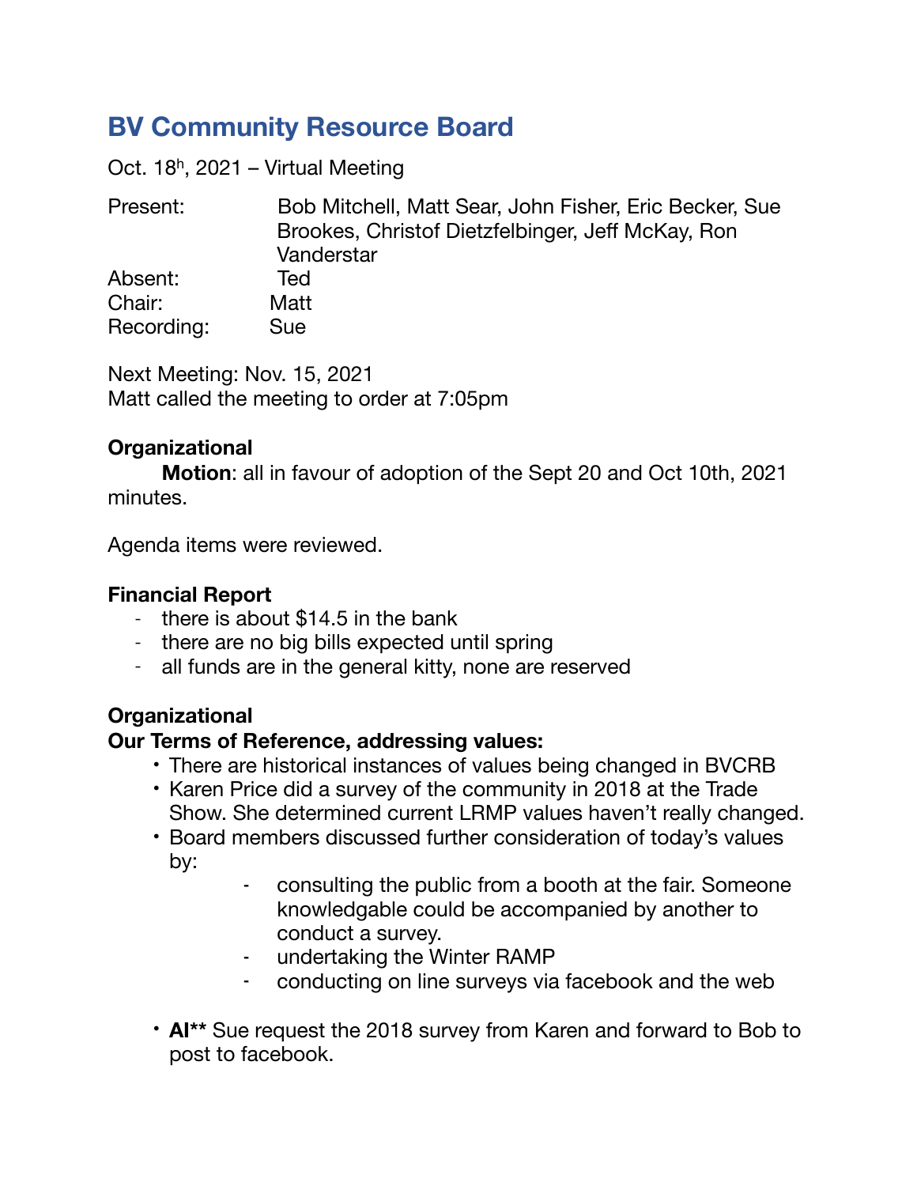# BV Community Resource Board

Oct. 18h, 2021 – Virtual Meeting

Present: Bob Mitchell, Matt Sear, John Fisher, Eric Becker, Sue Brookes, Christof Dietzfelbinger, Jeff McKay, Ron Vanderstar
Absent: Ted
Chair: Matt
Recording: Sue

Next Meeting: Nov. 15, 2021
Matt called the meeting to order at 7:05pm

**Organizational**

**Motion**: all in favour of adoption of the Sept 20 and Oct 10th, 2021 minutes.

Agenda items were reviewed.

**Financial Report**

- there is about $14.5 in the bank
- there are no big bills expected until spring
- all funds are in the general kitty, none are reserved

**Organizational**

**Our Terms of Reference, addressing values:**

- There are historical instances of values being changed in BVCRB
- Karen Price did a survey of the community in 2018 at the Trade Show. She determined current LRMP values haven't really changed.
- Board members discussed further consideration of today's values by:
    - consulting the public from a booth at the fair. Someone knowledgable could be accompanied by another to conduct a survey.
    - undertaking the Winter RAMP
    - conducting on line surveys via facebook and the web
- **AI**** Sue request the 2018 survey from Karen and forward to Bob to post to facebook.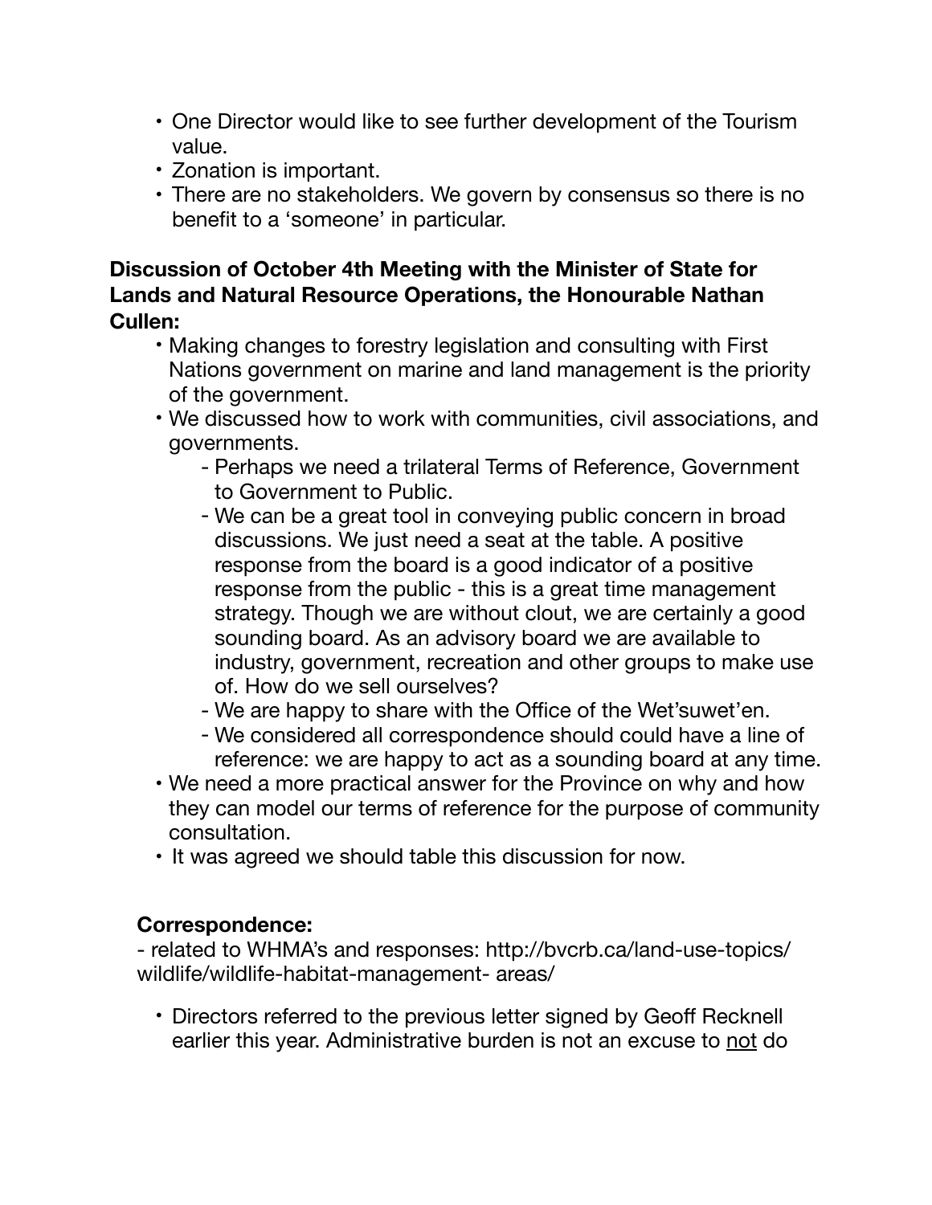- One Director would like to see further development of the Tourism value.
- Zonation is important.
- There are no stakeholders. We govern by consensus so there is no benefit to a 'someone' in particular.

**Discussion of October 4th Meeting with the Minister of State for Lands and Natural Resource Operations, the Honourable Nathan Cullen:**

- Making changes to forestry legislation and consulting with First Nations government on marine and land management is the priority of the government.
- We discussed how to work with communities, civil associations, and governments.
  - Perhaps we need a trilateral Terms of Reference, Government to Government to Public.
  - We can be a great tool in conveying public concern in broad discussions. We just need a seat at the table. A positive response from the board is a good indicator of a positive response from the public - this is a great time management strategy. Though we are without clout, we are certainly a good sounding board. As an advisory board we are available to industry, government, recreation and other groups to make use of. How do we sell ourselves?
  - We are happy to share with the Office of the Wet'suwet'en.
  - We considered all correspondence should could have a line of reference: we are happy to act as a sounding board at any time.
- We need a more practical answer for the Province on why and how they can model our terms of reference for the purpose of community consultation.
- It was agreed we should table this discussion for now.

**Correspondence:**

- related to WHMA's and responses: http://bvcrb.ca/land-use-topics/wildlife/wildlife-habitat-management- areas/

- Directors referred to the previous letter signed by Geoff Recknell earlier this year. Administrative burden is not an excuse to <u>not</u> do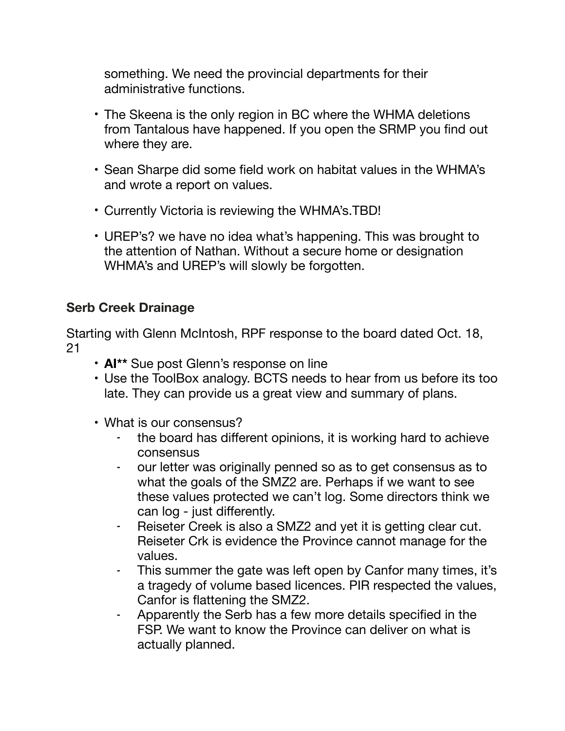something. We need the provincial departments for their administrative functions.

- The Skeena is the only region in BC where the WHMA deletions from Tantalous have happened. If you open the SRMP you find out where they are.

- Sean Sharpe did some field work on habitat values in the WHMA's and wrote a report on values.

- Currently Victoria is reviewing the WHMA's.TBD!

- UREP's? we have no idea what's happening. This was brought to the attention of Nathan. Without a secure home or designation WHMA's and UREP's will slowly be forgotten.

**Serb Creek Drainage**

Starting with Glenn McIntosh, RPF response to the board dated Oct. 18, 21

- **AI**** Sue post Glenn's response on line
- Use the ToolBox analogy. BCTS needs to hear from us before its too late. They can provide us a great view and summary of plans.

- What is our consensus?
    - the board has different opinions, it is working hard to achieve consensus
    - our letter was originally penned so as to get consensus as to what the goals of the SMZ2 are. Perhaps if we want to see these values protected we can't log. Some directors think we can log - just differently.
    - Reiseter Creek is also a SMZ2 and yet it is getting clear cut. Reiseter Crk is evidence the Province cannot manage for the values.
    - This summer the gate was left open by Canfor many times, it's a tragedy of volume based licences. PIR respected the values, Canfor is flattening the SMZ2.
    - Apparently the Serb has a few more details specified in the FSP. We want to know the Province can deliver on what is actually planned.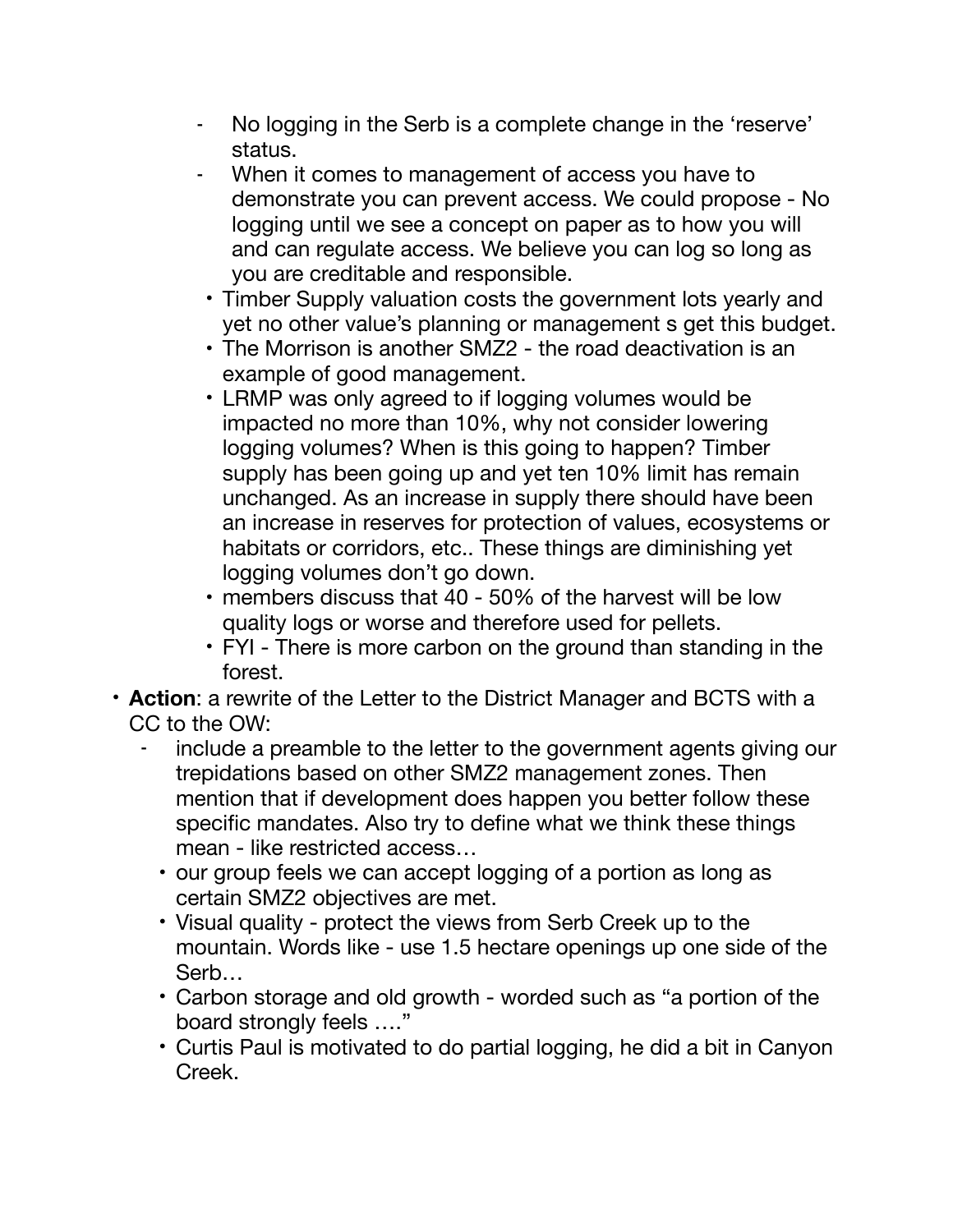- No logging in the Serb is a complete change in the 'reserve' status.
    - When it comes to management of access you have to demonstrate you can prevent access. We could propose - No logging until we see a concept on paper as to how you will and can regulate access. We believe you can log so long as you are creditable and responsible.
    - Timber Supply valuation costs the government lots yearly and yet no other value's planning or management s get this budget.
    - The Morrison is another SMZ2 - the road deactivation is an example of good management.
    - LRMP was only agreed to if logging volumes would be impacted no more than 10%, why not consider lowering logging volumes? When is this going to happen? Timber supply has been going up and yet ten 10% limit has remain unchanged. As an increase in supply there should have been an increase in reserves for protection of values, ecosystems or habitats or corridors, etc.. These things are diminishing yet logging volumes don't go down.
    - members discuss that 40 - 50% of the harvest will be low quality logs or worse and therefore used for pellets.
    - FYI - There is more carbon on the ground than standing in the forest.
- **Action**: a rewrite of the Letter to the District Manager and BCTS with a CC to the OW:
    - include a preamble to the letter to the government agents giving our trepidations based on other SMZ2 management zones. Then mention that if development does happen you better follow these specific mandates. Also try to define what we think these things mean - like restricted access…
    - our group feels we can accept logging of a portion as long as certain SMZ2 objectives are met.
    - Visual quality - protect the views from Serb Creek up to the mountain. Words like - use 1.5 hectare openings up one side of the Serb…
    - Carbon storage and old growth - worded such as "a portion of the board strongly feels …."
    - Curtis Paul is motivated to do partial logging, he did a bit in Canyon Creek.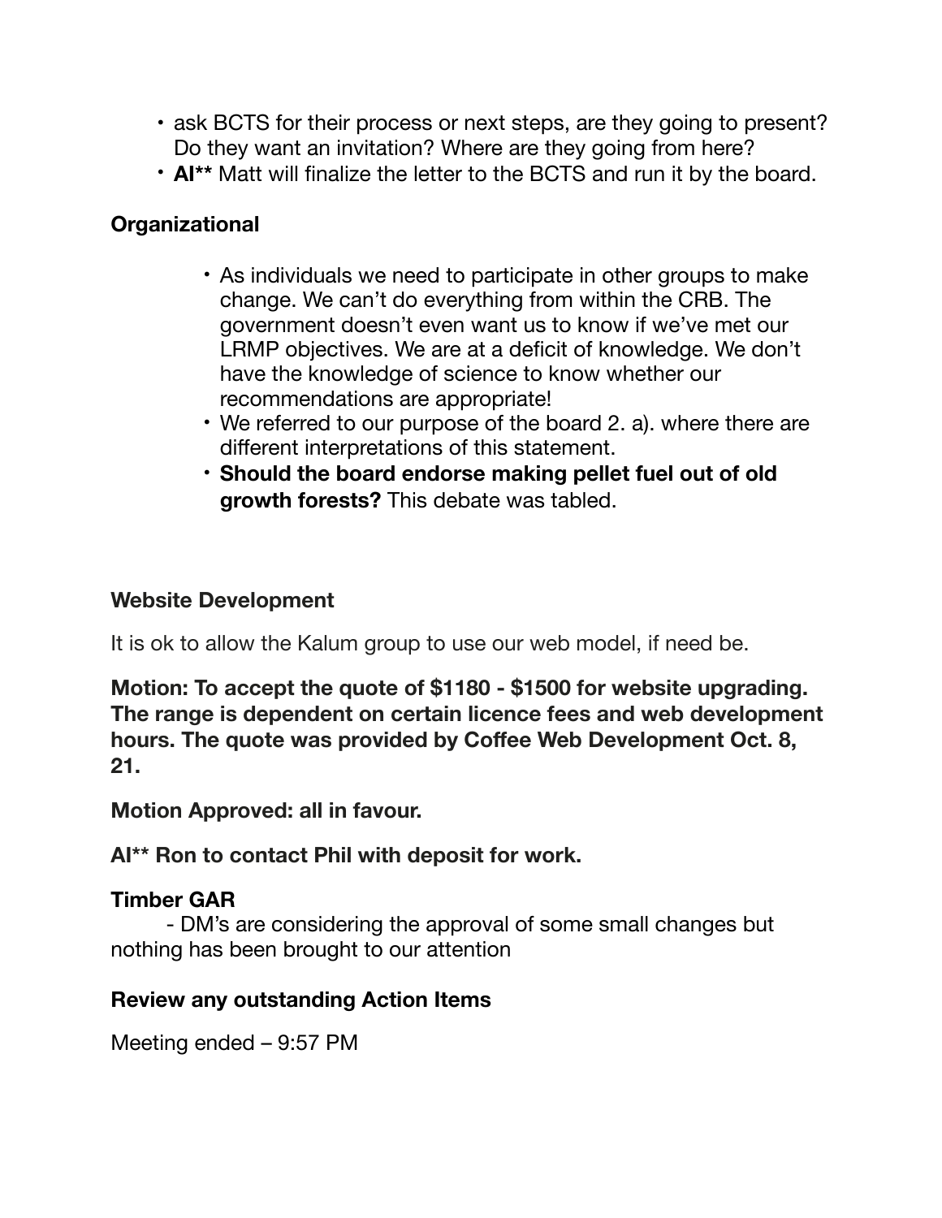- ask BCTS for their process or next steps, are they going to present? Do they want an invitation? Where are they going from here?
- **AI**** Matt will finalize the letter to the BCTS and run it by the board.

**Organizational**

- As individuals we need to participate in other groups to make change. We can't do everything from within the CRB. The government doesn't even want us to know if we've met our LRMP objectives. We are at a deficit of knowledge. We don't have the knowledge of science to know whether our recommendations are appropriate!
- We referred to our purpose of the board 2. a). where there are different interpretations of this statement.
- **Should the board endorse making pellet fuel out of old growth forests?** This debate was tabled.

**Website Development**

It is ok to allow the Kalum group to use our web model, if need be.

**Motion: To accept the quote of $1180 - $1500 for website upgrading. The range is dependent on certain licence fees and web development hours. The quote was provided by Coffee Web Development Oct. 8, 21.**

**Motion Approved: all in favour.**

**AI** Ron to contact Phil with deposit for work.**

**Timber GAR**

- DM's are considering the approval of some small changes but nothing has been brought to our attention

**Review any outstanding Action Items**

Meeting ended – 9:57 PM